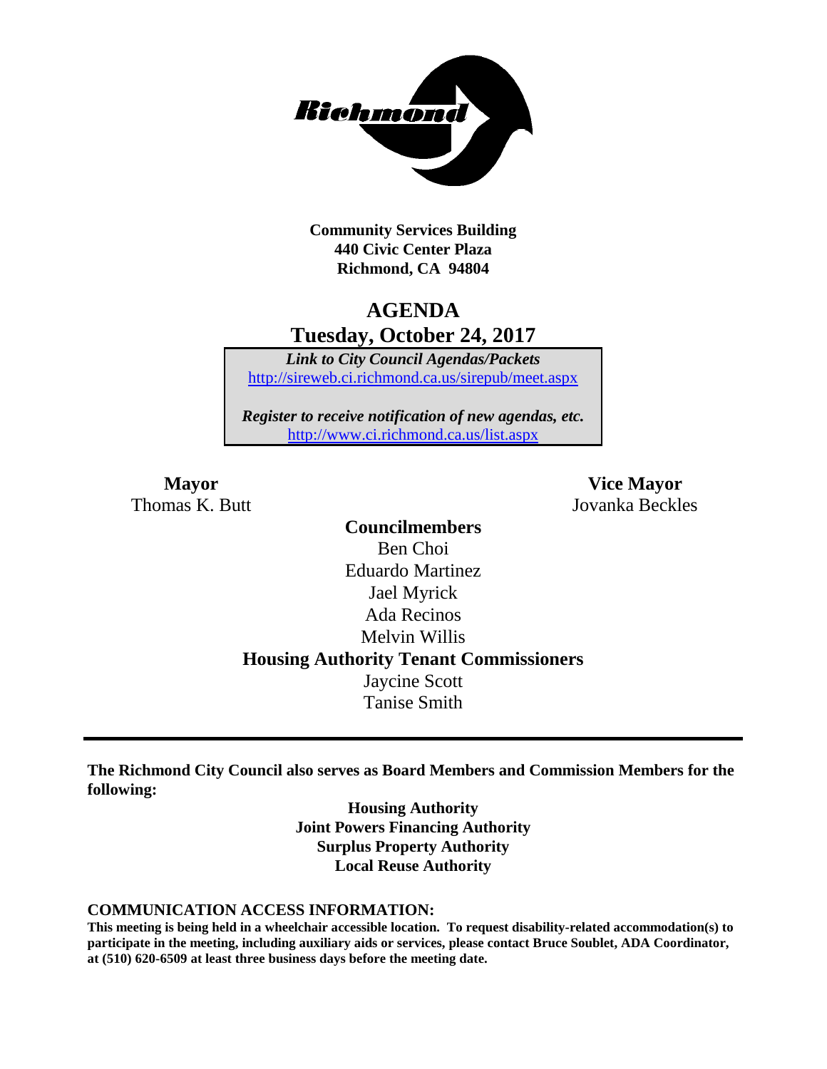**Community Services Building**
**440 Civic Center Plaza**
**Richmond, CA 94804**

# AGENDA
## Tuesday, October 24, 2017

*Link to City Council Agendas/Packets*
http://sireweb.ci.richmond.ca.us/sirepub/meet.aspx

*Register to receive notification of new agendas, etc.*
http://www.ci.richmond.ca.us/list.aspx

**Mayor**
Thomas K. Butt

**Vice Mayor**
Jovanka Beckles

**Councilmembers**
Ben Choi
Eduardo Martinez
Jael Myrick
Ada Recinos
Melvin Willis

**Housing Authority Tenant Commissioners**
Jaycine Scott
Tanise Smith

---

**The Richmond City Council also serves as Board Members and Commission Members for the following:**

**Housing Authority**
**Joint Powers Financing Authority**
**Surplus Property Authority**
**Local Reuse Authority**

**COMMUNICATION ACCESS INFORMATION:**

**This meeting is being held in a wheelchair accessible location. To request disability-related accommodation(s) to participate in the meeting, including auxiliary aids or services, please contact Bruce Soublet, ADA Coordinator, at (510) 620-6509 at least three business days before the meeting date.**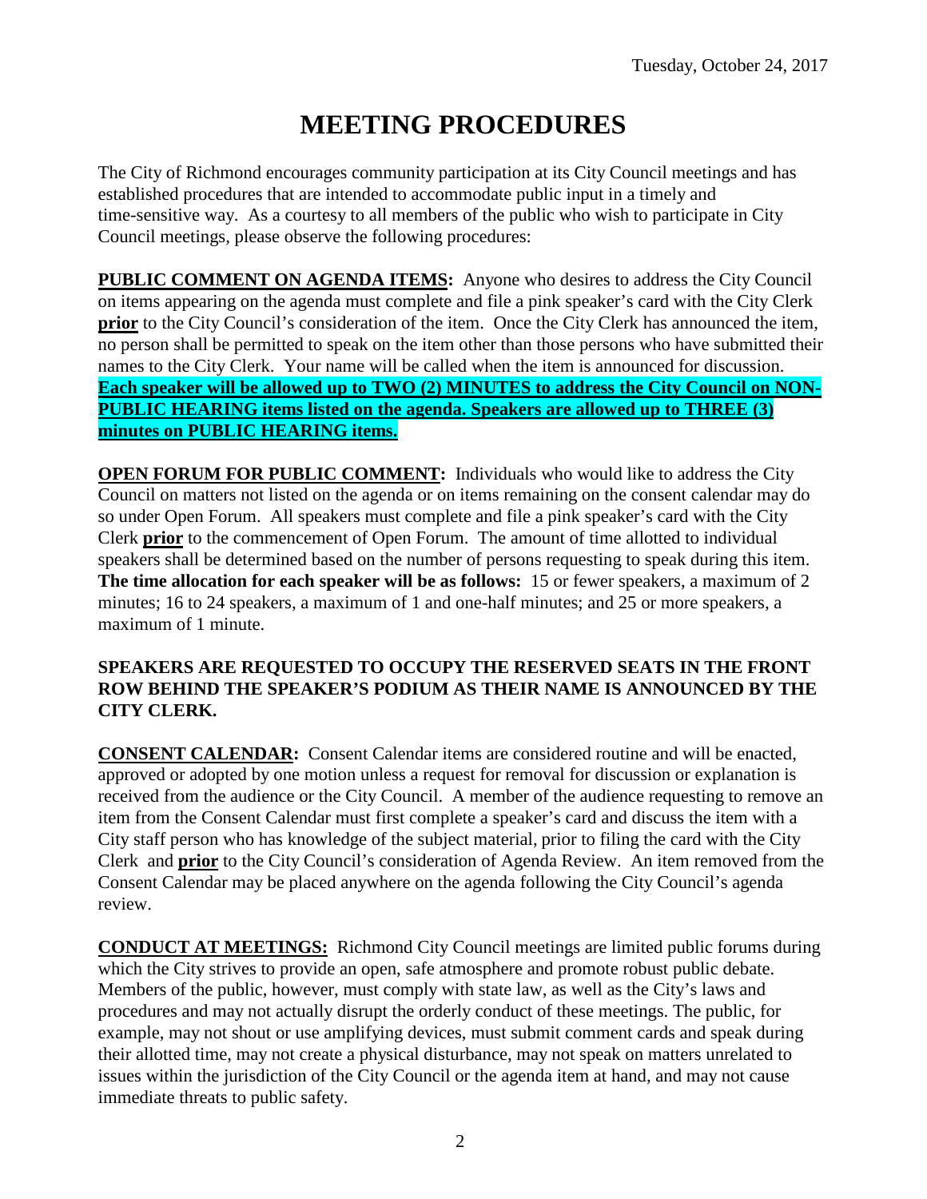Tuesday, October 24, 2017

# MEETING PROCEDURES

The City of Richmond encourages community participation at its City Council meetings and has established procedures that are intended to accommodate public input in a timely and time-sensitive way. As a courtesy to all members of the public who wish to participate in City Council meetings, please observe the following procedures:

**PUBLIC COMMENT ON AGENDA ITEMS:** Anyone who desires to address the City Council on items appearing on the agenda must complete and file a pink speaker's card with the City Clerk **prior** to the City Council's consideration of the item. Once the City Clerk has announced the item, no person shall be permitted to speak on the item other than those persons who have submitted their names to the City Clerk. Your name will be called when the item is announced for discussion. **Each speaker will be allowed up to TWO (2) MINUTES to address the City Council on NON-PUBLIC HEARING items listed on the agenda. Speakers are allowed up to THREE (3) minutes on PUBLIC HEARING items.**

**OPEN FORUM FOR PUBLIC COMMENT:** Individuals who would like to address the City Council on matters not listed on the agenda or on items remaining on the consent calendar may do so under Open Forum. All speakers must complete and file a pink speaker's card with the City Clerk **prior** to the commencement of Open Forum. The amount of time allotted to individual speakers shall be determined based on the number of persons requesting to speak during this item. **The time allocation for each speaker will be as follows:** 15 or fewer speakers, a maximum of 2 minutes; 16 to 24 speakers, a maximum of 1 and one-half minutes; and 25 or more speakers, a maximum of 1 minute.

**SPEAKERS ARE REQUESTED TO OCCUPY THE RESERVED SEATS IN THE FRONT ROW BEHIND THE SPEAKER'S PODIUM AS THEIR NAME IS ANNOUNCED BY THE CITY CLERK.**

**CONSENT CALENDAR:** Consent Calendar items are considered routine and will be enacted, approved or adopted by one motion unless a request for removal for discussion or explanation is received from the audience or the City Council. A member of the audience requesting to remove an item from the Consent Calendar must first complete a speaker's card and discuss the item with a City staff person who has knowledge of the subject material, prior to filing the card with the City Clerk and **prior** to the City Council's consideration of Agenda Review. An item removed from the Consent Calendar may be placed anywhere on the agenda following the City Council's agenda review.

**CONDUCT AT MEETINGS:** Richmond City Council meetings are limited public forums during which the City strives to provide an open, safe atmosphere and promote robust public debate. Members of the public, however, must comply with state law, as well as the City's laws and procedures and may not actually disrupt the orderly conduct of these meetings. The public, for example, may not shout or use amplifying devices, must submit comment cards and speak during their allotted time, may not create a physical disturbance, may not speak on matters unrelated to issues within the jurisdiction of the City Council or the agenda item at hand, and may not cause immediate threats to public safety.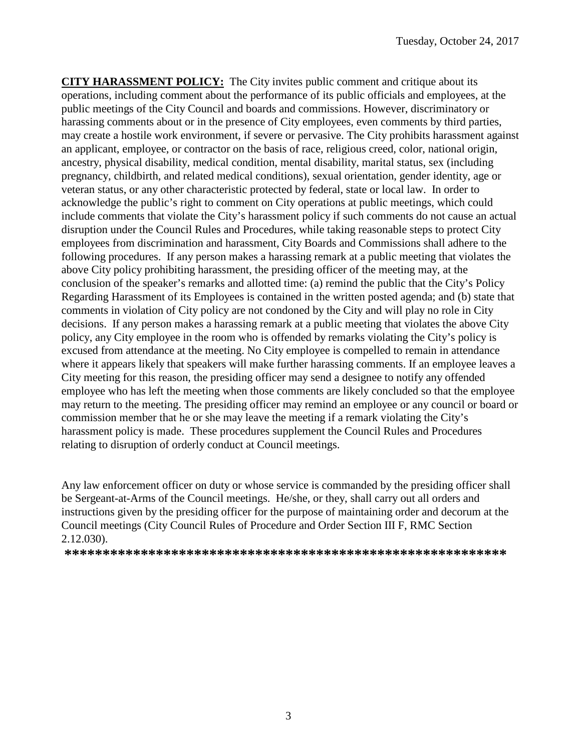**<u>CITY HARASSMENT POLICY:</u>** The City invites public comment and critique about its operations, including comment about the performance of its public officials and employees, at the public meetings of the City Council and boards and commissions. However, discriminatory or harassing comments about or in the presence of City employees, even comments by third parties, may create a hostile work environment, if severe or pervasive. The City prohibits harassment against an applicant, employee, or contractor on the basis of race, religious creed, color, national origin, ancestry, physical disability, medical condition, mental disability, marital status, sex (including pregnancy, childbirth, and related medical conditions), sexual orientation, gender identity, age or veteran status, or any other characteristic protected by federal, state or local law. In order to acknowledge the public's right to comment on City operations at public meetings, which could include comments that violate the City's harassment policy if such comments do not cause an actual disruption under the Council Rules and Procedures, while taking reasonable steps to protect City employees from discrimination and harassment, City Boards and Commissions shall adhere to the following procedures. If any person makes a harassing remark at a public meeting that violates the above City policy prohibiting harassment, the presiding officer of the meeting may, at the conclusion of the speaker's remarks and allotted time: (a) remind the public that the City's Policy Regarding Harassment of its Employees is contained in the written posted agenda; and (b) state that comments in violation of City policy are not condoned by the City and will play no role in City decisions. If any person makes a harassing remark at a public meeting that violates the above City policy, any City employee in the room who is offended by remarks violating the City's policy is excused from attendance at the meeting. No City employee is compelled to remain in attendance where it appears likely that speakers will make further harassing comments. If an employee leaves a City meeting for this reason, the presiding officer may send a designee to notify any offended employee who has left the meeting when those comments are likely concluded so that the employee may return to the meeting. The presiding officer may remind an employee or any council or board or commission member that he or she may leave the meeting if a remark violating the City's harassment policy is made. These procedures supplement the Council Rules and Procedures relating to disruption of orderly conduct at Council meetings.

Any law enforcement officer on duty or whose service is commanded by the presiding officer shall be Sergeant-at-Arms of the Council meetings. He/she, or they, shall carry out all orders and instructions given by the presiding officer for the purpose of maintaining order and decorum at the Council meetings (City Council Rules of Procedure and Order Section III F, RMC Section 2.12.030).

**********************************************************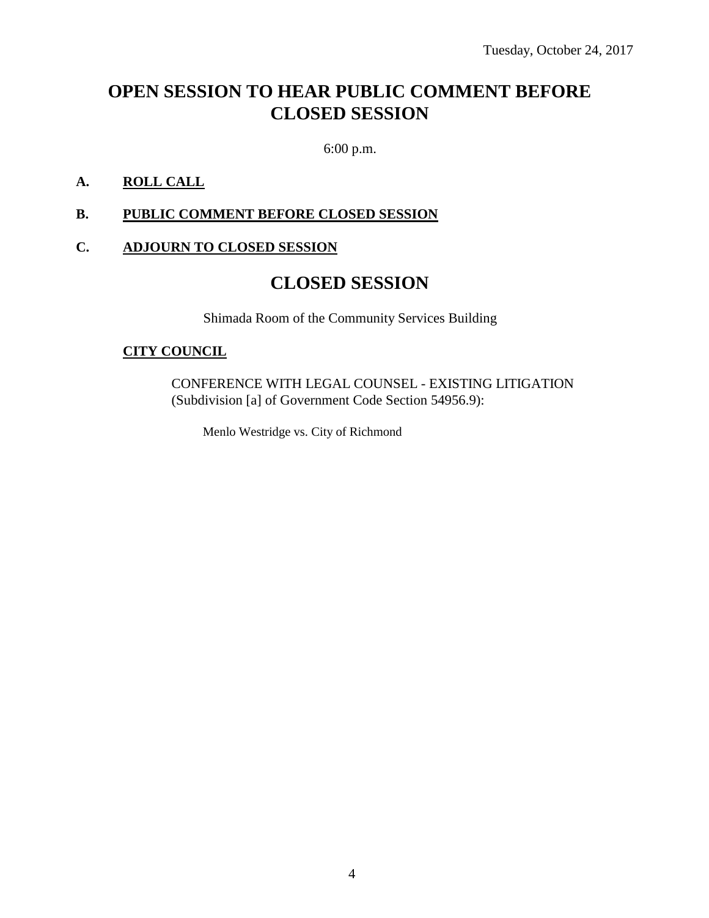Tuesday, October 24, 2017

# OPEN SESSION TO HEAR PUBLIC COMMENT BEFORE CLOSED SESSION

6:00 p.m.

**A. ROLL CALL**

**B. PUBLIC COMMENT BEFORE CLOSED SESSION**

**C. ADJOURN TO CLOSED SESSION**

# CLOSED SESSION

Shimada Room of the Community Services Building

**CITY COUNCIL**

CONFERENCE WITH LEGAL COUNSEL - EXISTING LITIGATION (Subdivision [a] of Government Code Section 54956.9):

Menlo Westridge vs. City of Richmond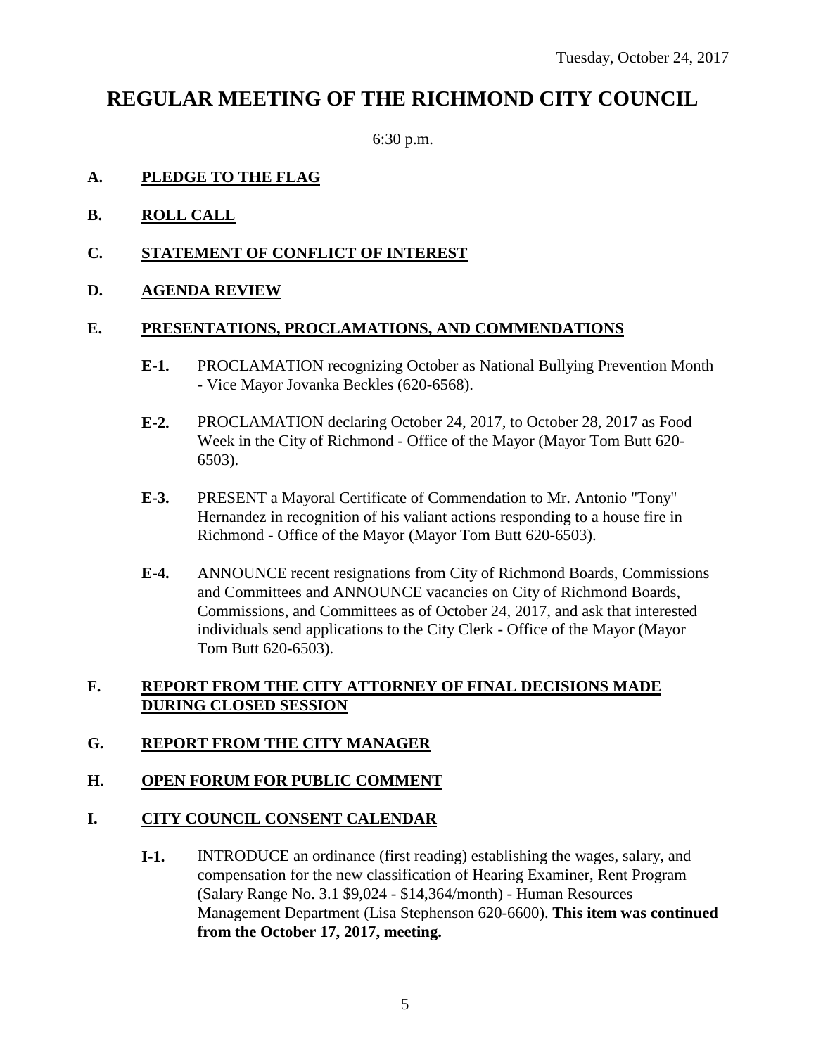Tuesday, October 24, 2017

# REGULAR MEETING OF THE RICHMOND CITY COUNCIL

6:30 p.m.

## A. PLEDGE TO THE FLAG

## B. ROLL CALL

## C. STATEMENT OF CONFLICT OF INTEREST

## D. AGENDA REVIEW

## E. PRESENTATIONS, PROCLAMATIONS, AND COMMENDATIONS

**E-1.** PROCLAMATION recognizing October as National Bullying Prevention Month - Vice Mayor Jovanka Beckles (620-6568).

**E-2.** PROCLAMATION declaring October 24, 2017, to October 28, 2017 as Food Week in the City of Richmond - Office of the Mayor (Mayor Tom Butt 620-6503).

**E-3.** PRESENT a Mayoral Certificate of Commendation to Mr. Antonio "Tony" Hernandez in recognition of his valiant actions responding to a house fire in Richmond - Office of the Mayor (Mayor Tom Butt 620-6503).

**E-4.** ANNOUNCE recent resignations from City of Richmond Boards, Commissions and Committees and ANNOUNCE vacancies on City of Richmond Boards, Commissions, and Committees as of October 24, 2017, and ask that interested individuals send applications to the City Clerk - Office of the Mayor (Mayor Tom Butt 620-6503).

## F. REPORT FROM THE CITY ATTORNEY OF FINAL DECISIONS MADE DURING CLOSED SESSION

## G. REPORT FROM THE CITY MANAGER

## H. OPEN FORUM FOR PUBLIC COMMENT

## I. CITY COUNCIL CONSENT CALENDAR

**I-1.** INTRODUCE an ordinance (first reading) establishing the wages, salary, and compensation for the new classification of Hearing Examiner, Rent Program (Salary Range No. 3.1 $9,024 - $14,364/month) - Human Resources Management Department (Lisa Stephenson 620-6600). **This item was continued from the October 17, 2017, meeting.**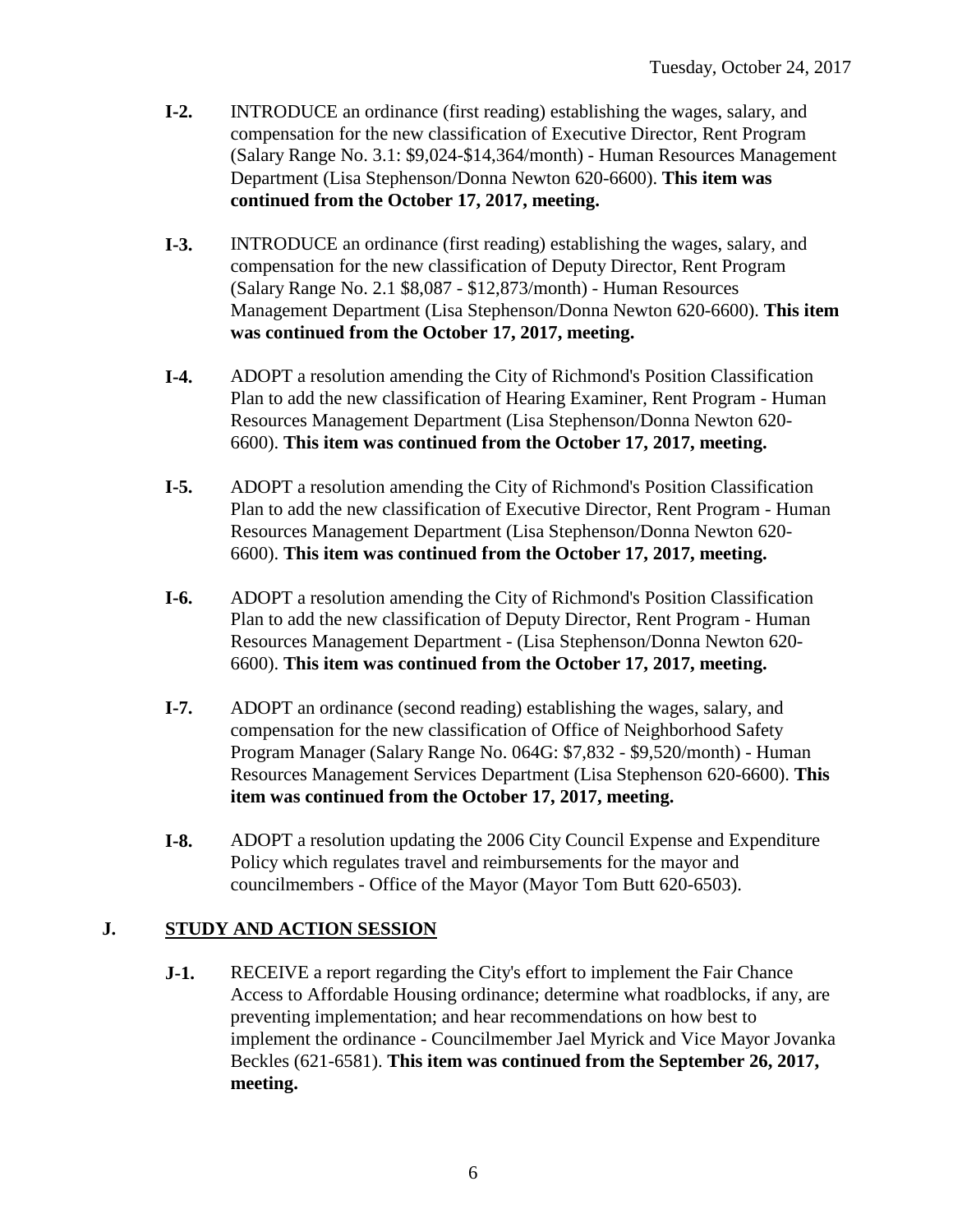- **I-2.** INTRODUCE an ordinance (first reading) establishing the wages, salary, and compensation for the new classification of Executive Director, Rent Program (Salary Range No. 3.1: $9,024-$14,364/month) - Human Resources Management Department (Lisa Stephenson/Donna Newton 620-6600). **This item was continued from the October 17, 2017, meeting.**

- **I-3.** INTRODUCE an ordinance (first reading) establishing the wages, salary, and compensation for the new classification of Deputy Director, Rent Program (Salary Range No. 2.1 $8,087 - $12,873/month) - Human Resources Management Department (Lisa Stephenson/Donna Newton 620-6600). **This item was continued from the October 17, 2017, meeting.**

- **I-4.** ADOPT a resolution amending the City of Richmond's Position Classification Plan to add the new classification of Hearing Examiner, Rent Program - Human Resources Management Department (Lisa Stephenson/Donna Newton 620-6600). **This item was continued from the October 17, 2017, meeting.**

- **I-5.** ADOPT a resolution amending the City of Richmond's Position Classification Plan to add the new classification of Executive Director, Rent Program - Human Resources Management Department (Lisa Stephenson/Donna Newton 620-6600). **This item was continued from the October 17, 2017, meeting.**

- **I-6.** ADOPT a resolution amending the City of Richmond's Position Classification Plan to add the new classification of Deputy Director, Rent Program - Human Resources Management Department - (Lisa Stephenson/Donna Newton 620-6600). **This item was continued from the October 17, 2017, meeting.**

- **I-7.** ADOPT an ordinance (second reading) establishing the wages, salary, and compensation for the new classification of Office of Neighborhood Safety Program Manager (Salary Range No. 064G: $7,832 - $9,520/month) - Human Resources Management Services Department (Lisa Stephenson 620-6600). **This item was continued from the October 17, 2017, meeting.**

- **I-8.** ADOPT a resolution updating the 2006 City Council Expense and Expenditure Policy which regulates travel and reimbursements for the mayor and councilmembers - Office of the Mayor (Mayor Tom Butt 620-6503).

## J. STUDY AND ACTION SESSION

- **J-1.** RECEIVE a report regarding the City's effort to implement the Fair Chance Access to Affordable Housing ordinance; determine what roadblocks, if any, are preventing implementation; and hear recommendations on how best to implement the ordinance - Councilmember Jael Myrick and Vice Mayor Jovanka Beckles (621-6581). **This item was continued from the September 26, 2017, meeting.**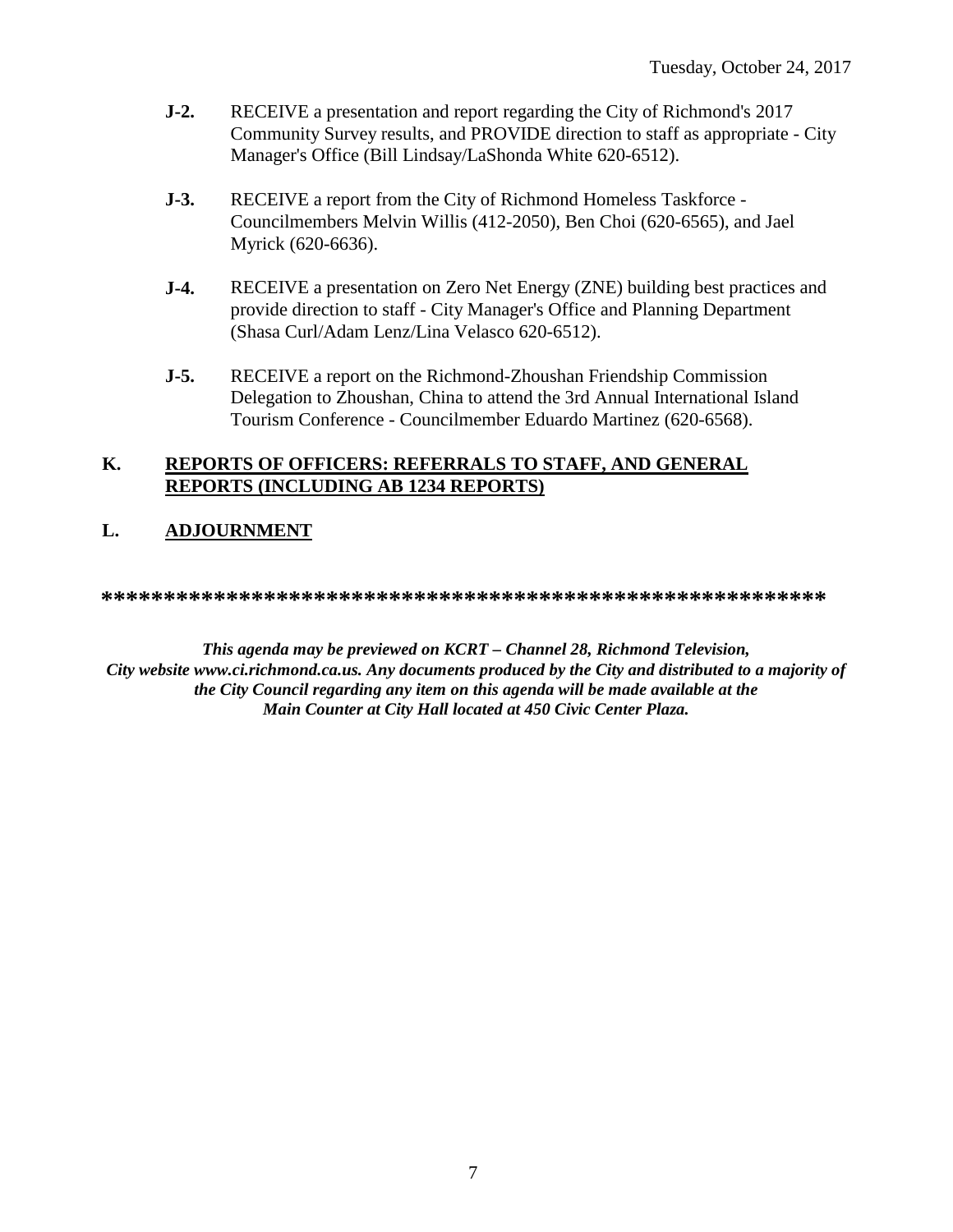**J-2.** RECEIVE a presentation and report regarding the City of Richmond's 2017 Community Survey results, and PROVIDE direction to staff as appropriate - City Manager's Office (Bill Lindsay/LaShonda White 620-6512).

**J-3.** RECEIVE a report from the City of Richmond Homeless Taskforce - Councilmembers Melvin Willis (412-2050), Ben Choi (620-6565), and Jael Myrick (620-6636).

**J-4.** RECEIVE a presentation on Zero Net Energy (ZNE) building best practices and provide direction to staff - City Manager's Office and Planning Department (Shasa Curl/Adam Lenz/Lina Velasco 620-6512).

**J-5.** RECEIVE a report on the Richmond-Zhoushan Friendship Commission Delegation to Zhoushan, China to attend the 3rd Annual International Island Tourism Conference - Councilmember Eduardo Martinez (620-6568).

## K. REPORTS OF OFFICERS: REFERRALS TO STAFF, AND GENERAL REPORTS (INCLUDING AB 1234 REPORTS)

## L. ADJOURNMENT

**********************************************************

***This agenda may be previewed on KCRT – Channel 28, Richmond Television, City website www.ci.richmond.ca.us. Any documents produced by the City and distributed to a majority of the City Council regarding any item on this agenda will be made available at the Main Counter at City Hall located at 450 Civic Center Plaza.***